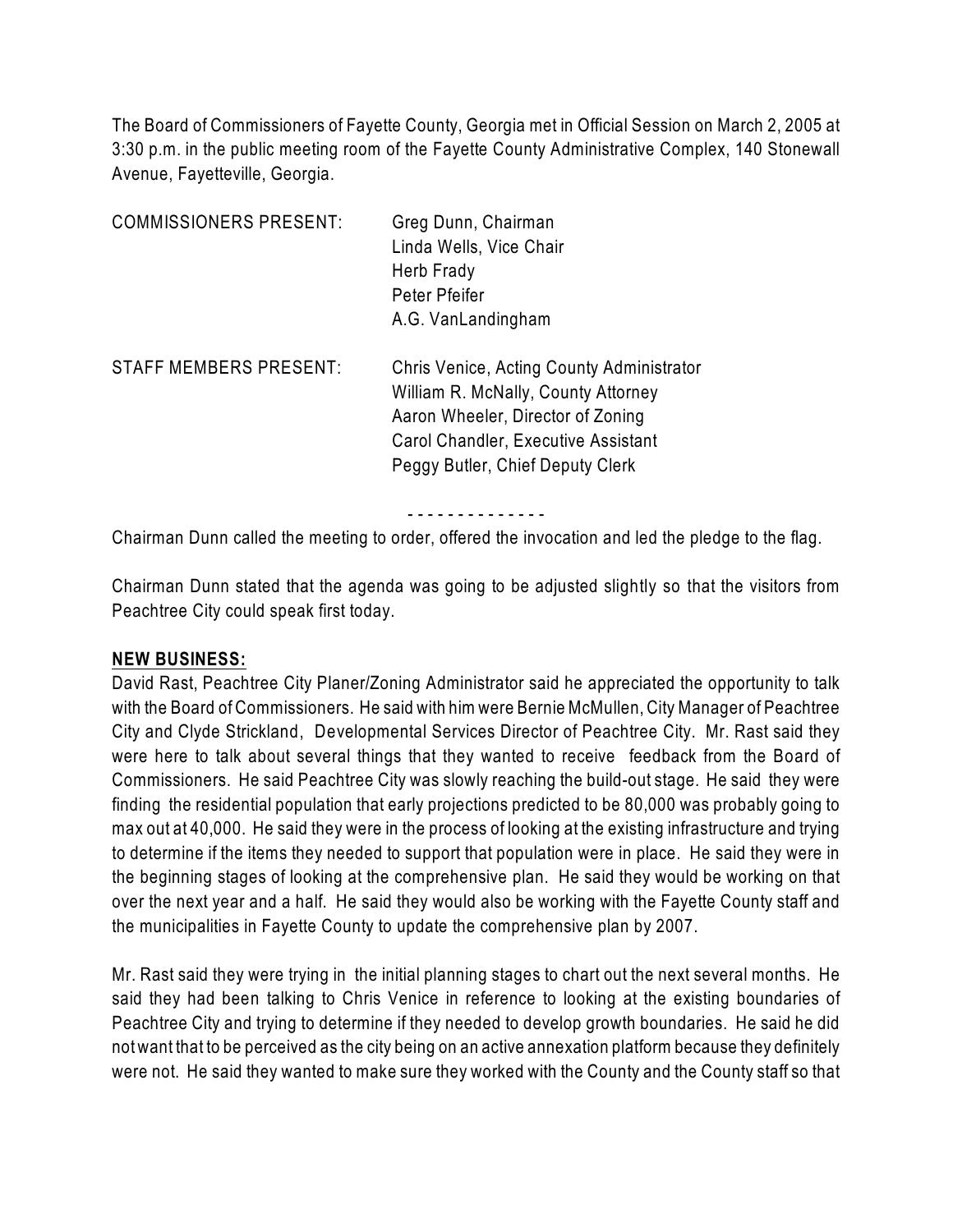The Board of Commissioners of Fayette County, Georgia met in Official Session on March 2, 2005 at 3:30 p.m. in the public meeting room of the Fayette County Administrative Complex, 140 Stonewall Avenue, Fayetteville, Georgia.

| | |
|---|---|
| COMMISSIONERS PRESENT: | Greg Dunn, Chairman<br>Linda Wells, Vice Chair<br>Herb Frady<br>Peter Pfeifer<br>A.G. VanLandingham |
| STAFF MEMBERS PRESENT: | Chris Venice, Acting County Administrator<br>William R. McNally, County Attorney<br>Aaron Wheeler, Director of Zoning<br>Carol Chandler, Executive Assistant<br>Peggy Butler, Chief Deputy Clerk |

- - - - - - - - - - - - - -

Chairman Dunn called the meeting to order, offered the invocation and led the pledge to the flag.

Chairman Dunn stated that the agenda was going to be adjusted slightly so that the visitors from Peachtree City could speak first today.

**NEW BUSINESS:**

David Rast, Peachtree City Planer/Zoning Administrator said he appreciated the opportunity to talk with the Board of Commissioners. He said with him were Bernie McMullen, City Manager of Peachtree City and Clyde Strickland, Developmental Services Director of Peachtree City. Mr. Rast said they were here to talk about several things that they wanted to receive feedback from the Board of Commissioners. He said Peachtree City was slowly reaching the build-out stage. He said they were finding the residential population that early projections predicted to be 80,000 was probably going to max out at 40,000. He said they were in the process of looking at the existing infrastructure and trying to determine if the items they needed to support that population were in place. He said they were in the beginning stages of looking at the comprehensive plan. He said they would be working on that over the next year and a half. He said they would also be working with the Fayette County staff and the municipalities in Fayette County to update the comprehensive plan by 2007.

Mr. Rast said they were trying in the initial planning stages to chart out the next several months. He said they had been talking to Chris Venice in reference to looking at the existing boundaries of Peachtree City and trying to determine if they needed to develop growth boundaries. He said he did not want that to be perceived as the city being on an active annexation platform because they definitely were not. He said they wanted to make sure they worked with the County and the County staff so that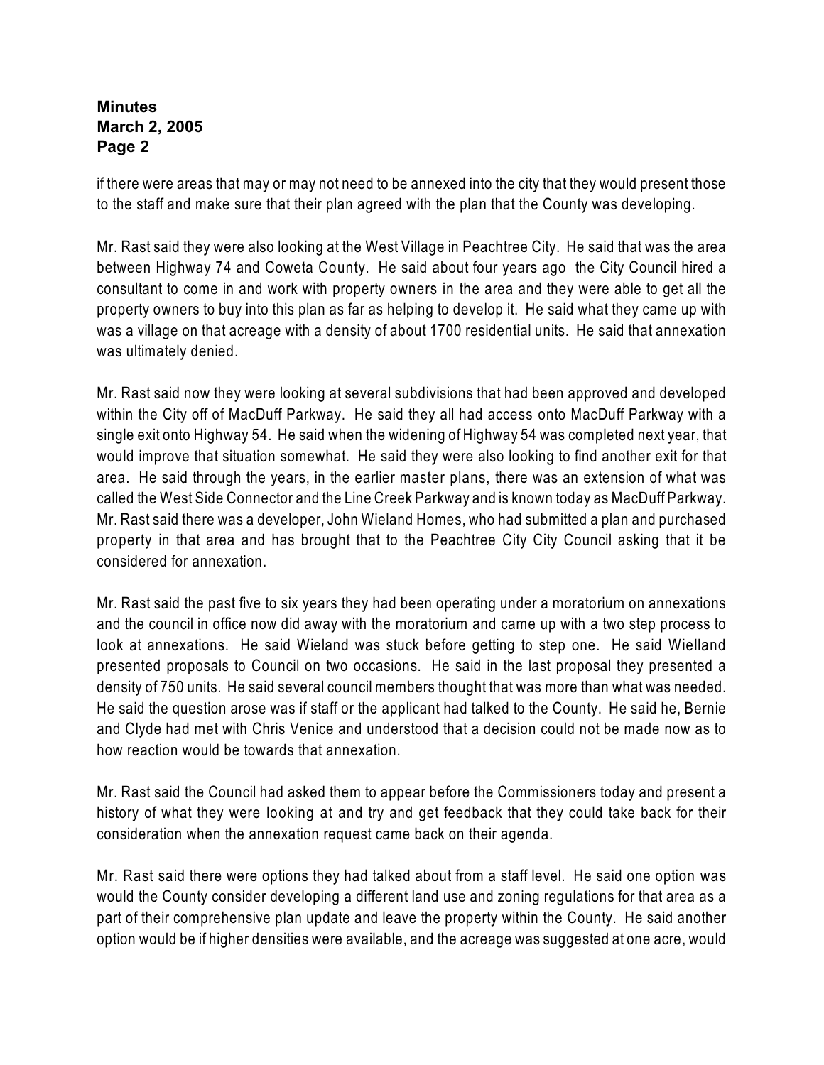if there were areas that may or may not need to be annexed into the city that they would present those to the staff and make sure that their plan agreed with the plan that the County was developing.

Mr. Rast said they were also looking at the West Village in Peachtree City. He said that was the area between Highway 74 and Coweta County. He said about four years ago the City Council hired a consultant to come in and work with property owners in the area and they were able to get all the property owners to buy into this plan as far as helping to develop it. He said what they came up with was a village on that acreage with a density of about 1700 residential units. He said that annexation was ultimately denied.

Mr. Rast said now they were looking at several subdivisions that had been approved and developed within the City off of MacDuff Parkway. He said they all had access onto MacDuff Parkway with a single exit onto Highway 54. He said when the widening of Highway 54 was completed next year, that would improve that situation somewhat. He said they were also looking to find another exit for that area. He said through the years, in the earlier master plans, there was an extension of what was called the West Side Connector and the Line Creek Parkway and is known today as MacDuff Parkway. Mr. Rast said there was a developer, John Wieland Homes, who had submitted a plan and purchased property in that area and has brought that to the Peachtree City City Council asking that it be considered for annexation.

Mr. Rast said the past five to six years they had been operating under a moratorium on annexations and the council in office now did away with the moratorium and came up with a two step process to look at annexations. He said Wieland was stuck before getting to step one. He said Wielland presented proposals to Council on two occasions. He said in the last proposal they presented a density of 750 units. He said several council members thought that was more than what was needed. He said the question arose was if staff or the applicant had talked to the County. He said he, Bernie and Clyde had met with Chris Venice and understood that a decision could not be made now as to how reaction would be towards that annexation.

Mr. Rast said the Council had asked them to appear before the Commissioners today and present a history of what they were looking at and try and get feedback that they could take back for their consideration when the annexation request came back on their agenda.

Mr. Rast said there were options they had talked about from a staff level. He said one option was would the County consider developing a different land use and zoning regulations for that area as a part of their comprehensive plan update and leave the property within the County. He said another option would be if higher densities were available, and the acreage was suggested at one acre, would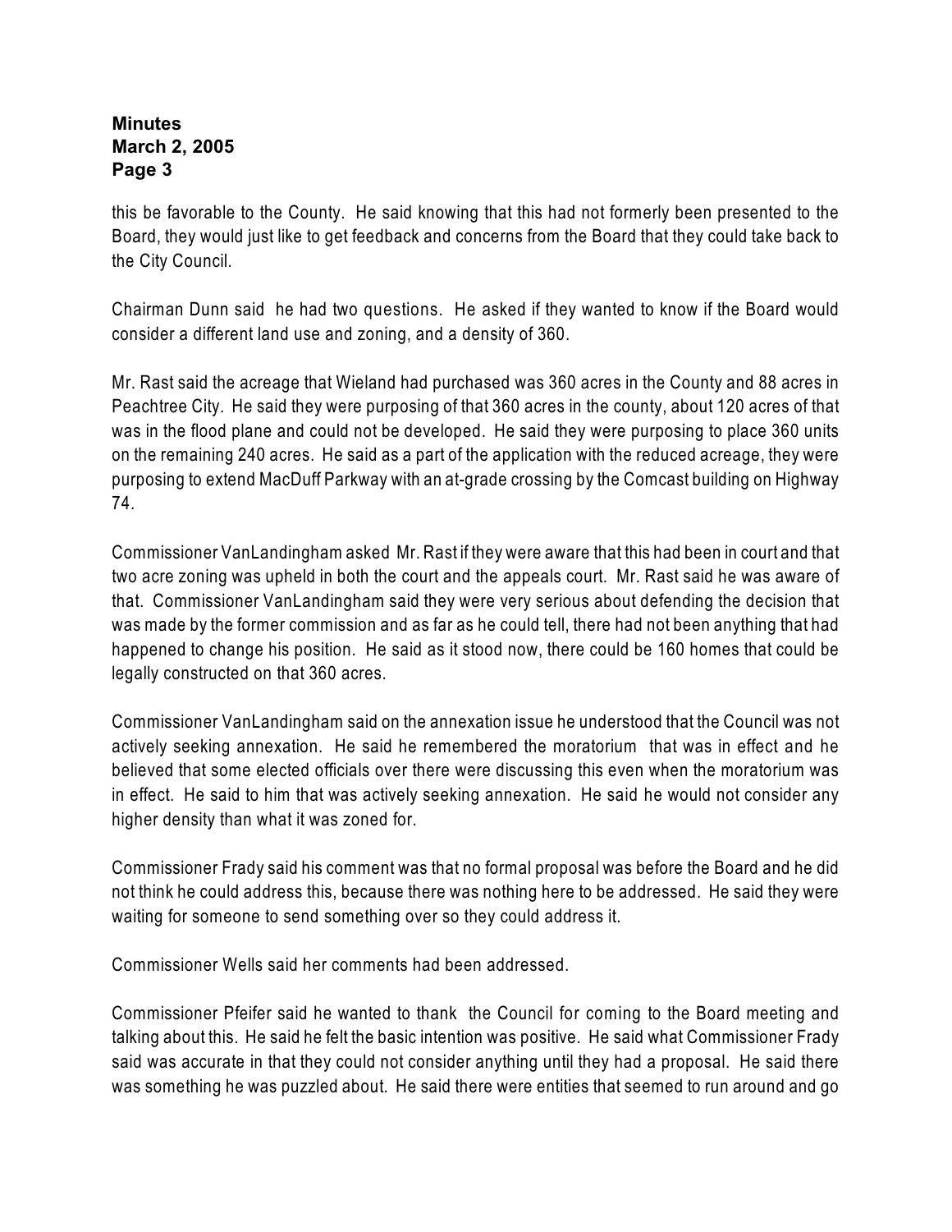this be favorable to the County. He said knowing that this had not formerly been presented to the Board, they would just like to get feedback and concerns from the Board that they could take back to the City Council.

Chairman Dunn said he had two questions. He asked if they wanted to know if the Board would consider a different land use and zoning, and a density of 360.

Mr. Rast said the acreage that Wieland had purchased was 360 acres in the County and 88 acres in Peachtree City. He said they were purposing of that 360 acres in the county, about 120 acres of that was in the flood plane and could not be developed. He said they were purposing to place 360 units on the remaining 240 acres. He said as a part of the application with the reduced acreage, they were purposing to extend MacDuff Parkway with an at-grade crossing by the Comcast building on Highway 74.

Commissioner VanLandingham asked Mr. Rast if they were aware that this had been in court and that two acre zoning was upheld in both the court and the appeals court. Mr. Rast said he was aware of that. Commissioner VanLandingham said they were very serious about defending the decision that was made by the former commission and as far as he could tell, there had not been anything that had happened to change his position. He said as it stood now, there could be 160 homes that could be legally constructed on that 360 acres.

Commissioner VanLandingham said on the annexation issue he understood that the Council was not actively seeking annexation. He said he remembered the moratorium that was in effect and he believed that some elected officials over there were discussing this even when the moratorium was in effect. He said to him that was actively seeking annexation. He said he would not consider any higher density than what it was zoned for.

Commissioner Frady said his comment was that no formal proposal was before the Board and he did not think he could address this, because there was nothing here to be addressed. He said they were waiting for someone to send something over so they could address it.

Commissioner Wells said her comments had been addressed.

Commissioner Pfeifer said he wanted to thank the Council for coming to the Board meeting and talking about this. He said he felt the basic intention was positive. He said what Commissioner Frady said was accurate in that they could not consider anything until they had a proposal. He said there was something he was puzzled about. He said there were entities that seemed to run around and go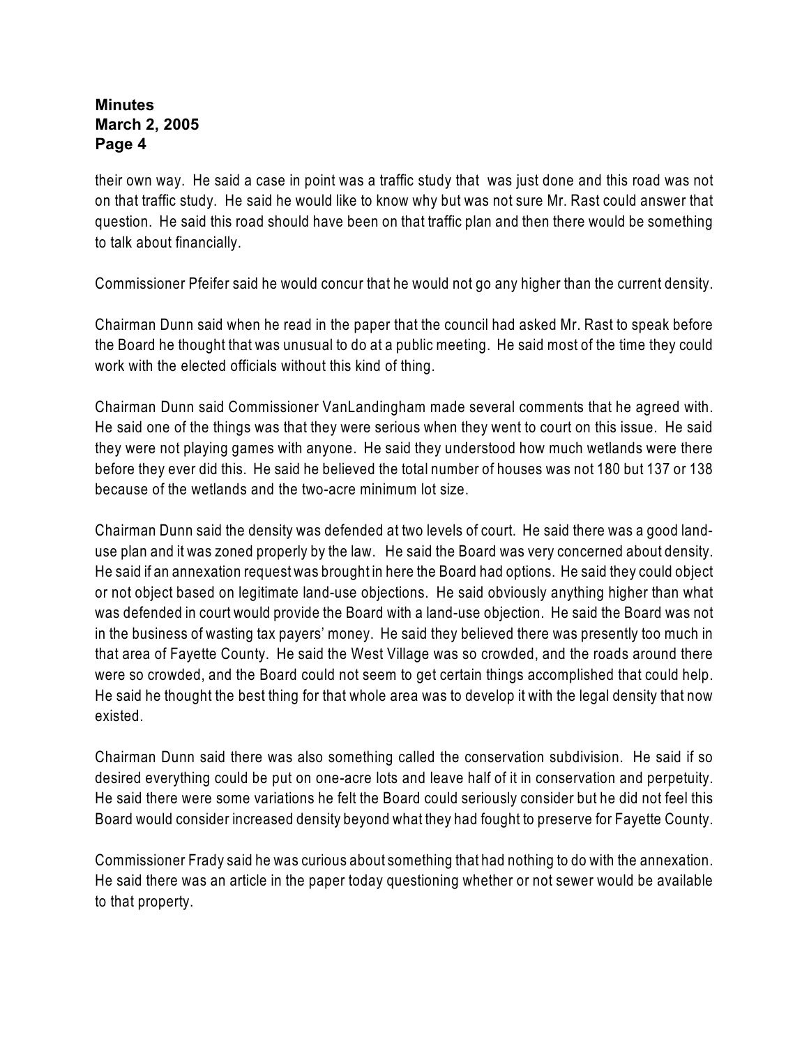their own way. He said a case in point was a traffic study that was just done and this road was not on that traffic study. He said he would like to know why but was not sure Mr. Rast could answer that question. He said this road should have been on that traffic plan and then there would be something to talk about financially.

Commissioner Pfeifer said he would concur that he would not go any higher than the current density.

Chairman Dunn said when he read in the paper that the council had asked Mr. Rast to speak before the Board he thought that was unusual to do at a public meeting. He said most of the time they could work with the elected officials without this kind of thing.

Chairman Dunn said Commissioner VanLandingham made several comments that he agreed with. He said one of the things was that they were serious when they went to court on this issue. He said they were not playing games with anyone. He said they understood how much wetlands were there before they ever did this. He said he believed the total number of houses was not 180 but 137 or 138 because of the wetlands and the two-acre minimum lot size.

Chairman Dunn said the density was defended at two levels of court. He said there was a good land-use plan and it was zoned properly by the law. He said the Board was very concerned about density. He said if an annexation request was brought in here the Board had options. He said they could object or not object based on legitimate land-use objections. He said obviously anything higher than what was defended in court would provide the Board with a land-use objection. He said the Board was not in the business of wasting tax payers' money. He said they believed there was presently too much in that area of Fayette County. He said the West Village was so crowded, and the roads around there were so crowded, and the Board could not seem to get certain things accomplished that could help. He said he thought the best thing for that whole area was to develop it with the legal density that now existed.

Chairman Dunn said there was also something called the conservation subdivision. He said if so desired everything could be put on one-acre lots and leave half of it in conservation and perpetuity. He said there were some variations he felt the Board could seriously consider but he did not feel this Board would consider increased density beyond what they had fought to preserve for Fayette County.

Commissioner Frady said he was curious about something that had nothing to do with the annexation. He said there was an article in the paper today questioning whether or not sewer would be available to that property.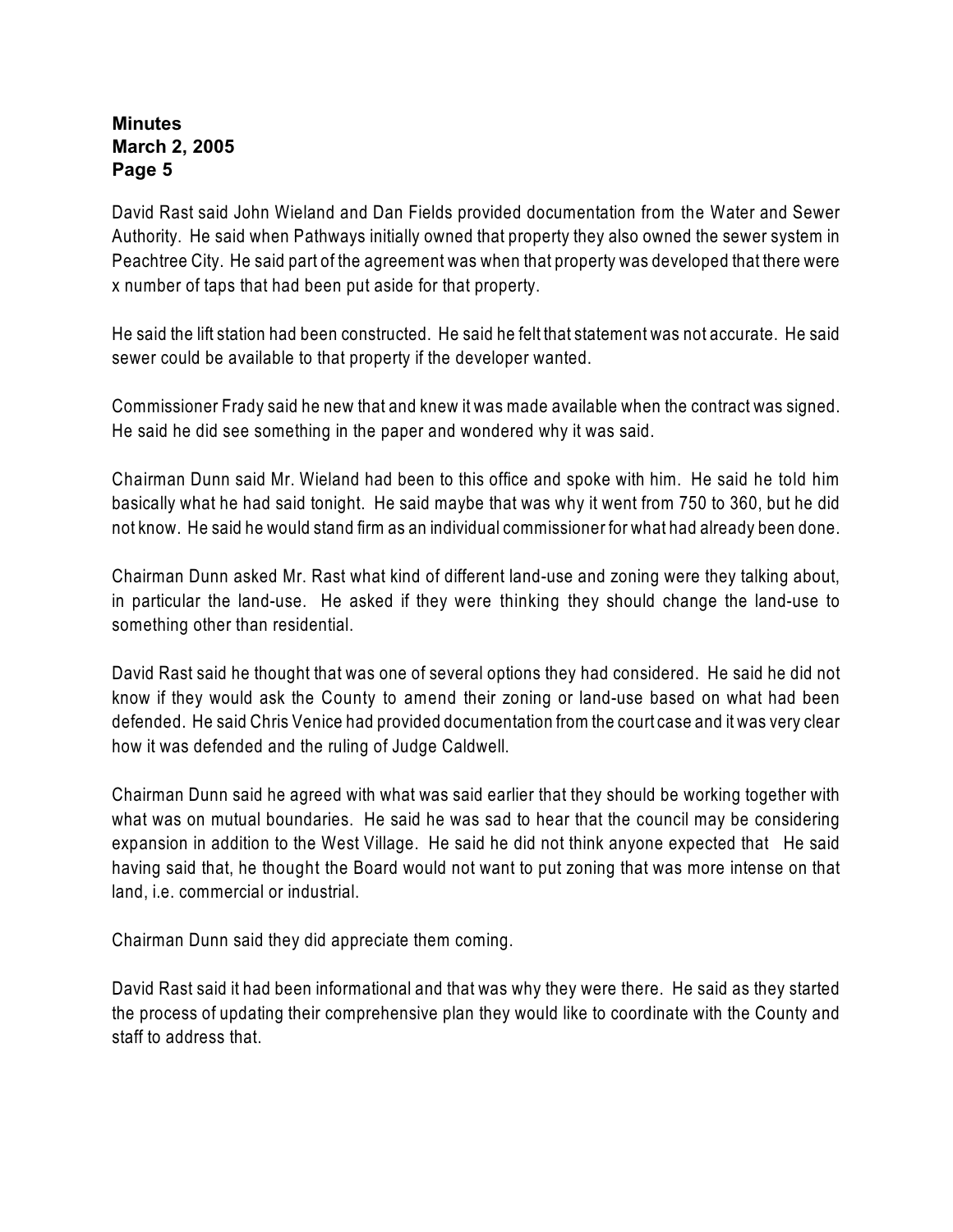David Rast said John Wieland and Dan Fields provided documentation from the Water and Sewer Authority. He said when Pathways initially owned that property they also owned the sewer system in Peachtree City. He said part of the agreement was when that property was developed that there were x number of taps that had been put aside for that property.

He said the lift station had been constructed. He said he felt that statement was not accurate. He said sewer could be available to that property if the developer wanted.

Commissioner Frady said he new that and knew it was made available when the contract was signed. He said he did see something in the paper and wondered why it was said.

Chairman Dunn said Mr. Wieland had been to this office and spoke with him. He said he told him basically what he had said tonight. He said maybe that was why it went from 750 to 360, but he did not know. He said he would stand firm as an individual commissioner for what had already been done.

Chairman Dunn asked Mr. Rast what kind of different land-use and zoning were they talking about, in particular the land-use. He asked if they were thinking they should change the land-use to something other than residential.

David Rast said he thought that was one of several options they had considered. He said he did not know if they would ask the County to amend their zoning or land-use based on what had been defended. He said Chris Venice had provided documentation from the court case and it was very clear how it was defended and the ruling of Judge Caldwell.

Chairman Dunn said he agreed with what was said earlier that they should be working together with what was on mutual boundaries. He said he was sad to hear that the council may be considering expansion in addition to the West Village. He said he did not think anyone expected that He said having said that, he thought the Board would not want to put zoning that was more intense on that land, i.e. commercial or industrial.

Chairman Dunn said they did appreciate them coming.

David Rast said it had been informational and that was why they were there. He said as they started the process of updating their comprehensive plan they would like to coordinate with the County and staff to address that.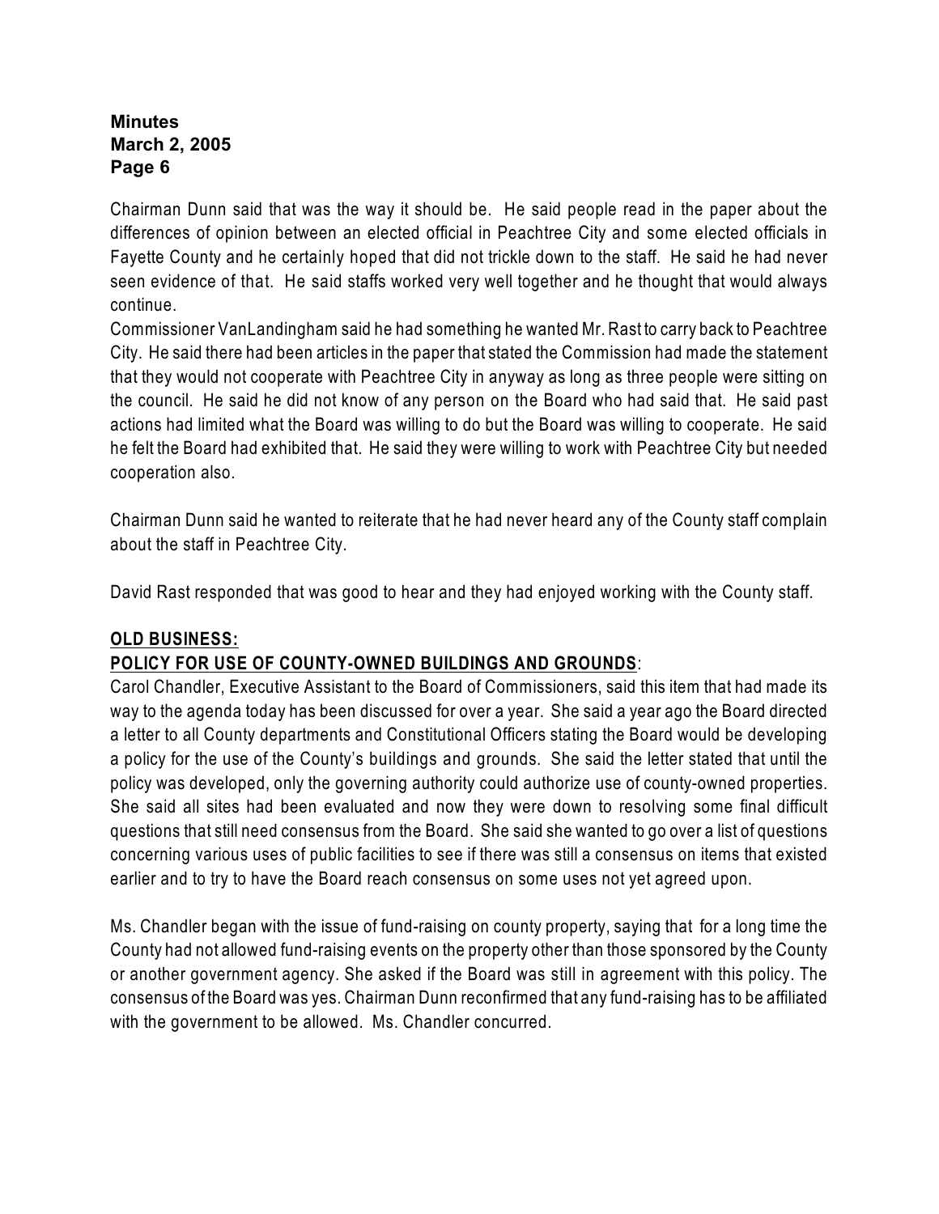Chairman Dunn said that was the way it should be. He said people read in the paper about the differences of opinion between an elected official in Peachtree City and some elected officials in Fayette County and he certainly hoped that did not trickle down to the staff. He said he had never seen evidence of that. He said staffs worked very well together and he thought that would always continue.

Commissioner VanLandingham said he had something he wanted Mr. Rast to carry back to Peachtree City. He said there had been articles in the paper that stated the Commission had made the statement that they would not cooperate with Peachtree City in anyway as long as three people were sitting on the council. He said he did not know of any person on the Board who had said that. He said past actions had limited what the Board was willing to do but the Board was willing to cooperate. He said he felt the Board had exhibited that. He said they were willing to work with Peachtree City but needed cooperation also.

Chairman Dunn said he wanted to reiterate that he had never heard any of the County staff complain about the staff in Peachtree City.

David Rast responded that was good to hear and they had enjoyed working with the County staff.

**OLD BUSINESS:**

**POLICY FOR USE OF COUNTY-OWNED BUILDINGS AND GROUNDS**:

Carol Chandler, Executive Assistant to the Board of Commissioners, said this item that had made its way to the agenda today has been discussed for over a year. She said a year ago the Board directed a letter to all County departments and Constitutional Officers stating the Board would be developing a policy for the use of the County's buildings and grounds. She said the letter stated that until the policy was developed, only the governing authority could authorize use of county-owned properties. She said all sites had been evaluated and now they were down to resolving some final difficult questions that still need consensus from the Board. She said she wanted to go over a list of questions concerning various uses of public facilities to see if there was still a consensus on items that existed earlier and to try to have the Board reach consensus on some uses not yet agreed upon.

Ms. Chandler began with the issue of fund-raising on county property, saying that for a long time the County had not allowed fund-raising events on the property other than those sponsored by the County or another government agency. She asked if the Board was still in agreement with this policy. The consensus of the Board was yes. Chairman Dunn reconfirmed that any fund-raising has to be affiliated with the government to be allowed. Ms. Chandler concurred.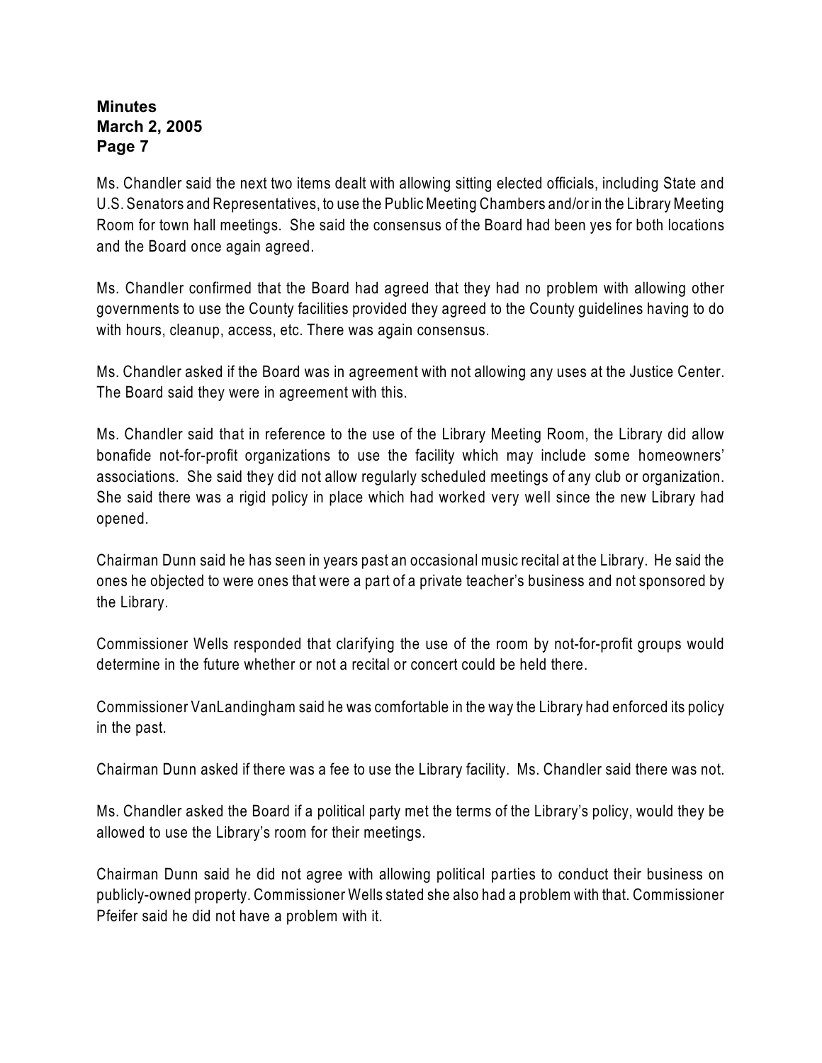Ms. Chandler said the next two items dealt with allowing sitting elected officials, including State and U.S. Senators and Representatives, to use the Public Meeting Chambers and/or in the Library Meeting Room for town hall meetings. She said the consensus of the Board had been yes for both locations and the Board once again agreed.

Ms. Chandler confirmed that the Board had agreed that they had no problem with allowing other governments to use the County facilities provided they agreed to the County guidelines having to do with hours, cleanup, access, etc. There was again consensus.

Ms. Chandler asked if the Board was in agreement with not allowing any uses at the Justice Center. The Board said they were in agreement with this.

Ms. Chandler said that in reference to the use of the Library Meeting Room, the Library did allow bonafide not-for-profit organizations to use the facility which may include some homeowners' associations. She said they did not allow regularly scheduled meetings of any club or organization. She said there was a rigid policy in place which had worked very well since the new Library had opened.

Chairman Dunn said he has seen in years past an occasional music recital at the Library. He said the ones he objected to were ones that were a part of a private teacher's business and not sponsored by the Library.

Commissioner Wells responded that clarifying the use of the room by not-for-profit groups would determine in the future whether or not a recital or concert could be held there.

Commissioner VanLandingham said he was comfortable in the way the Library had enforced its policy in the past.

Chairman Dunn asked if there was a fee to use the Library facility. Ms. Chandler said there was not.

Ms. Chandler asked the Board if a political party met the terms of the Library's policy, would they be allowed to use the Library's room for their meetings.

Chairman Dunn said he did not agree with allowing political parties to conduct their business on publicly-owned property. Commissioner Wells stated she also had a problem with that. Commissioner Pfeifer said he did not have a problem with it.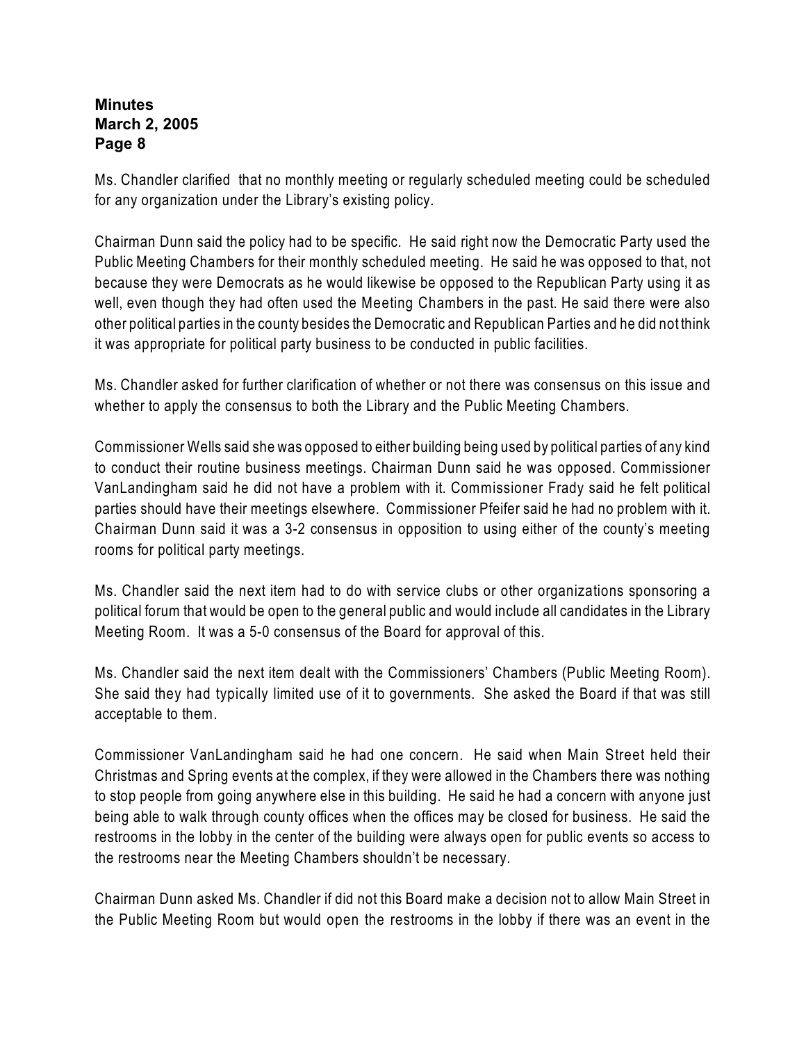Ms. Chandler clarified that no monthly meeting or regularly scheduled meeting could be scheduled for any organization under the Library's existing policy.

Chairman Dunn said the policy had to be specific. He said right now the Democratic Party used the Public Meeting Chambers for their monthly scheduled meeting. He said he was opposed to that, not because they were Democrats as he would likewise be opposed to the Republican Party using it as well, even though they had often used the Meeting Chambers in the past. He said there were also other political parties in the county besides the Democratic and Republican Parties and he did not think it was appropriate for political party business to be conducted in public facilities.

Ms. Chandler asked for further clarification of whether or not there was consensus on this issue and whether to apply the consensus to both the Library and the Public Meeting Chambers.

Commissioner Wells said she was opposed to either building being used by political parties of any kind to conduct their routine business meetings. Chairman Dunn said he was opposed. Commissioner VanLandingham said he did not have a problem with it. Commissioner Frady said he felt political parties should have their meetings elsewhere. Commissioner Pfeifer said he had no problem with it. Chairman Dunn said it was a 3-2 consensus in opposition to using either of the county's meeting rooms for political party meetings.

Ms. Chandler said the next item had to do with service clubs or other organizations sponsoring a political forum that would be open to the general public and would include all candidates in the Library Meeting Room. It was a 5-0 consensus of the Board for approval of this.

Ms. Chandler said the next item dealt with the Commissioners' Chambers (Public Meeting Room). She said they had typically limited use of it to governments. She asked the Board if that was still acceptable to them.

Commissioner VanLandingham said he had one concern. He said when Main Street held their Christmas and Spring events at the complex, if they were allowed in the Chambers there was nothing to stop people from going anywhere else in this building. He said he had a concern with anyone just being able to walk through county offices when the offices may be closed for business. He said the restrooms in the lobby in the center of the building were always open for public events so access to the restrooms near the Meeting Chambers shouldn't be necessary.

Chairman Dunn asked Ms. Chandler if did not this Board make a decision not to allow Main Street in the Public Meeting Room but would open the restrooms in the lobby if there was an event in the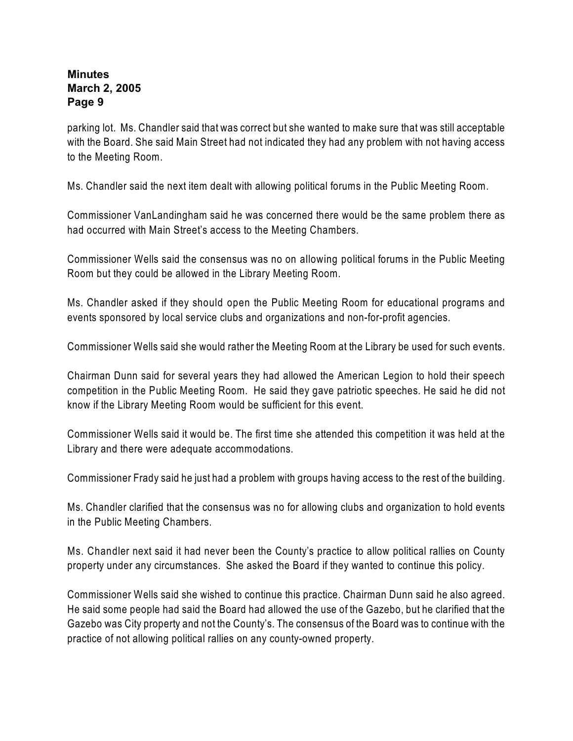parking lot. Ms. Chandler said that was correct but she wanted to make sure that was still acceptable with the Board. She said Main Street had not indicated they had any problem with not having access to the Meeting Room.

Ms. Chandler said the next item dealt with allowing political forums in the Public Meeting Room.

Commissioner VanLandingham said he was concerned there would be the same problem there as had occurred with Main Street's access to the Meeting Chambers.

Commissioner Wells said the consensus was no on allowing political forums in the Public Meeting Room but they could be allowed in the Library Meeting Room.

Ms. Chandler asked if they should open the Public Meeting Room for educational programs and events sponsored by local service clubs and organizations and non-for-profit agencies.

Commissioner Wells said she would rather the Meeting Room at the Library be used for such events.

Chairman Dunn said for several years they had allowed the American Legion to hold their speech competition in the Public Meeting Room. He said they gave patriotic speeches. He said he did not know if the Library Meeting Room would be sufficient for this event.

Commissioner Wells said it would be. The first time she attended this competition it was held at the Library and there were adequate accommodations.

Commissioner Frady said he just had a problem with groups having access to the rest of the building.

Ms. Chandler clarified that the consensus was no for allowing clubs and organization to hold events in the Public Meeting Chambers.

Ms. Chandler next said it had never been the County's practice to allow political rallies on County property under any circumstances. She asked the Board if they wanted to continue this policy.

Commissioner Wells said she wished to continue this practice. Chairman Dunn said he also agreed. He said some people had said the Board had allowed the use of the Gazebo, but he clarified that the Gazebo was City property and not the County's. The consensus of the Board was to continue with the practice of not allowing political rallies on any county-owned property.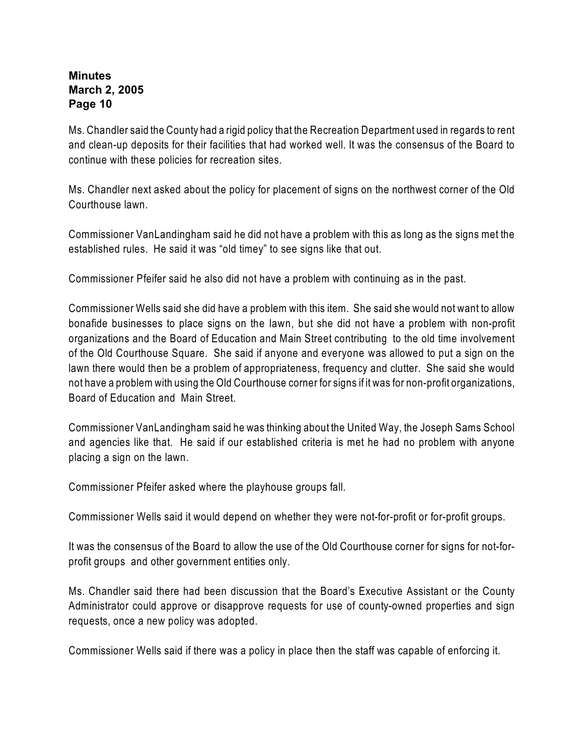Ms. Chandler said the County had a rigid policy that the Recreation Department used in regards to rent and clean-up deposits for their facilities that had worked well. It was the consensus of the Board to continue with these policies for recreation sites.

Ms. Chandler next asked about the policy for placement of signs on the northwest corner of the Old Courthouse lawn.

Commissioner VanLandingham said he did not have a problem with this as long as the signs met the established rules. He said it was “old timey” to see signs like that out.

Commissioner Pfeifer said he also did not have a problem with continuing as in the past.

Commissioner Wells said she did have a problem with this item. She said she would not want to allow bonafide businesses to place signs on the lawn, but she did not have a problem with non-profit organizations and the Board of Education and Main Street contributing to the old time involvement of the Old Courthouse Square. She said if anyone and everyone was allowed to put a sign on the lawn there would then be a problem of appropriateness, frequency and clutter. She said she would not have a problem with using the Old Courthouse corner for signs if it was for non-profit organizations, Board of Education and Main Street.

Commissioner VanLandingham said he was thinking about the United Way, the Joseph Sams School and agencies like that. He said if our established criteria is met he had no problem with anyone placing a sign on the lawn.

Commissioner Pfeifer asked where the playhouse groups fall.

Commissioner Wells said it would depend on whether they were not-for-profit or for-profit groups.

It was the consensus of the Board to allow the use of the Old Courthouse corner for signs for not-for-profit groups and other government entities only.

Ms. Chandler said there had been discussion that the Board’s Executive Assistant or the County Administrator could approve or disapprove requests for use of county-owned properties and sign requests, once a new policy was adopted.

Commissioner Wells said if there was a policy in place then the staff was capable of enforcing it.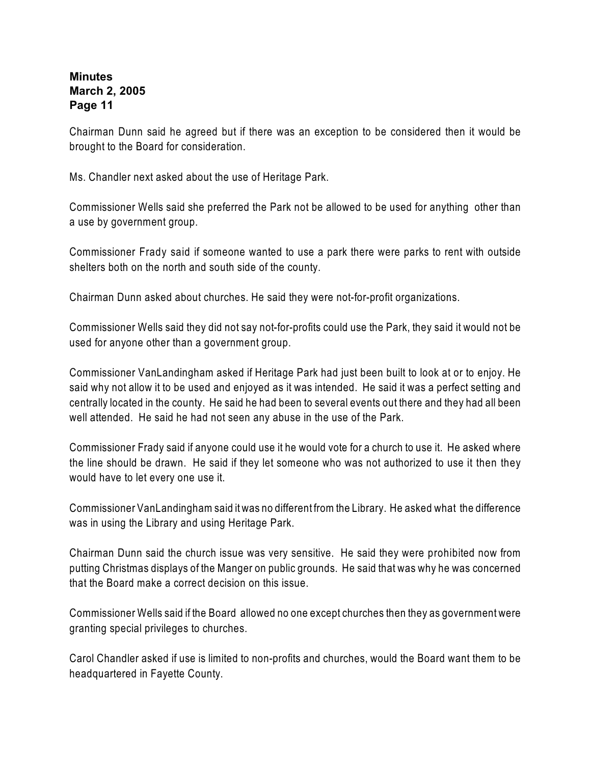Chairman Dunn said he agreed but if there was an exception to be considered then it would be brought to the Board for consideration.

Ms. Chandler next asked about the use of Heritage Park.

Commissioner Wells said she preferred the Park not be allowed to be used for anything other than a use by government group.

Commissioner Frady said if someone wanted to use a park there were parks to rent with outside shelters both on the north and south side of the county.

Chairman Dunn asked about churches. He said they were not-for-profit organizations.

Commissioner Wells said they did not say not-for-profits could use the Park, they said it would not be used for anyone other than a government group.

Commissioner VanLandingham asked if Heritage Park had just been built to look at or to enjoy. He said why not allow it to be used and enjoyed as it was intended. He said it was a perfect setting and centrally located in the county. He said he had been to several events out there and they had all been well attended. He said he had not seen any abuse in the use of the Park.

Commissioner Frady said if anyone could use it he would vote for a church to use it. He asked where the line should be drawn. He said if they let someone who was not authorized to use it then they would have to let every one use it.

Commissioner VanLandingham said it was no different from the Library. He asked what the difference was in using the Library and using Heritage Park.

Chairman Dunn said the church issue was very sensitive. He said they were prohibited now from putting Christmas displays of the Manger on public grounds. He said that was why he was concerned that the Board make a correct decision on this issue.

Commissioner Wells said if the Board allowed no one except churches then they as government were granting special privileges to churches.

Carol Chandler asked if use is limited to non-profits and churches, would the Board want them to be headquartered in Fayette County.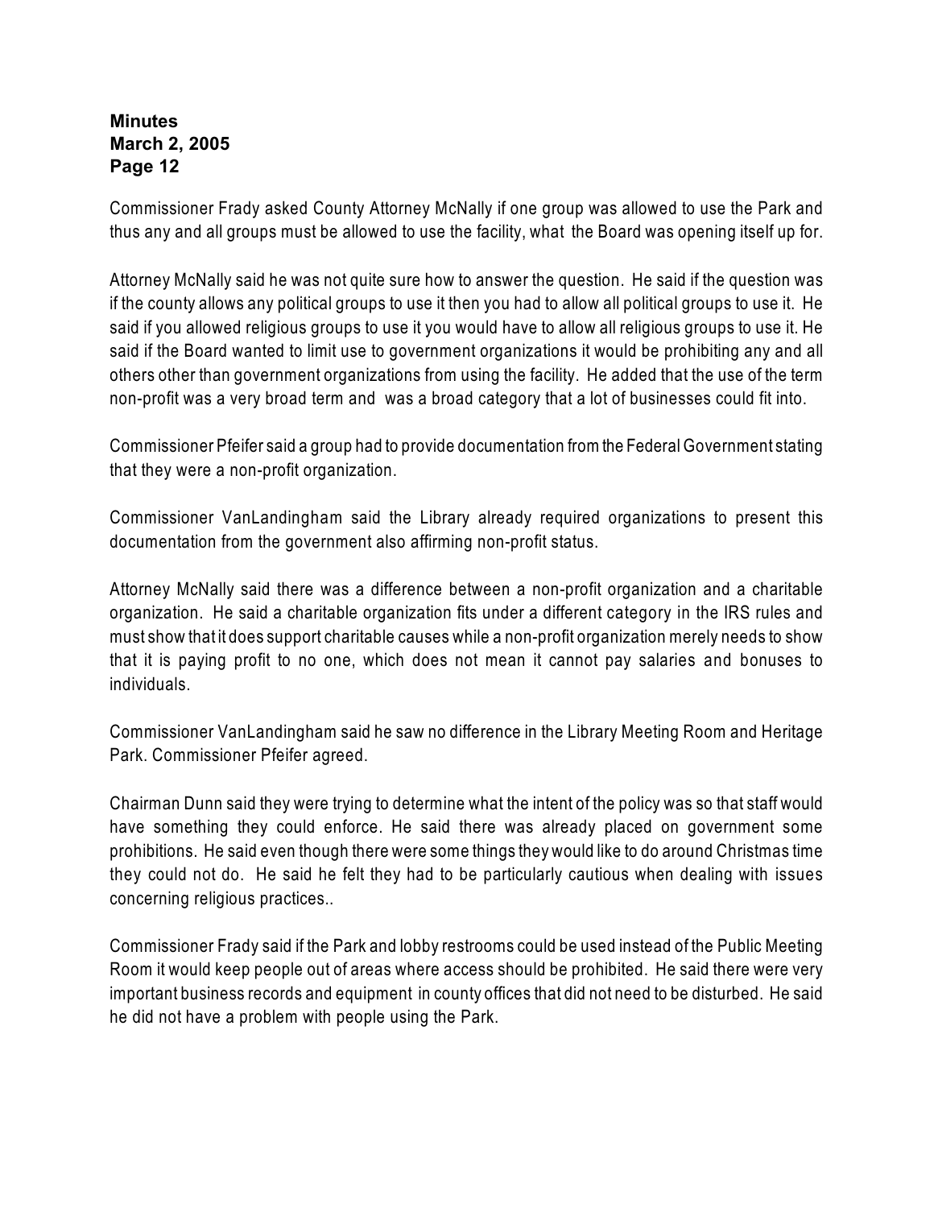Commissioner Frady asked County Attorney McNally if one group was allowed to use the Park and thus any and all groups must be allowed to use the facility, what the Board was opening itself up for.

Attorney McNally said he was not quite sure how to answer the question. He said if the question was if the county allows any political groups to use it then you had to allow all political groups to use it. He said if you allowed religious groups to use it you would have to allow all religious groups to use it. He said if the Board wanted to limit use to government organizations it would be prohibiting any and all others other than government organizations from using the facility. He added that the use of the term non-profit was a very broad term and was a broad category that a lot of businesses could fit into.

Commissioner Pfeifer said a group had to provide documentation from the Federal Government stating that they were a non-profit organization.

Commissioner VanLandingham said the Library already required organizations to present this documentation from the government also affirming non-profit status.

Attorney McNally said there was a difference between a non-profit organization and a charitable organization. He said a charitable organization fits under a different category in the IRS rules and must show that it does support charitable causes while a non-profit organization merely needs to show that it is paying profit to no one, which does not mean it cannot pay salaries and bonuses to individuals.

Commissioner VanLandingham said he saw no difference in the Library Meeting Room and Heritage Park. Commissioner Pfeifer agreed.

Chairman Dunn said they were trying to determine what the intent of the policy was so that staff would have something they could enforce. He said there was already placed on government some prohibitions. He said even though there were some things they would like to do around Christmas time they could not do. He said he felt they had to be particularly cautious when dealing with issues concerning religious practices..

Commissioner Frady said if the Park and lobby restrooms could be used instead of the Public Meeting Room it would keep people out of areas where access should be prohibited. He said there were very important business records and equipment in county offices that did not need to be disturbed. He said he did not have a problem with people using the Park.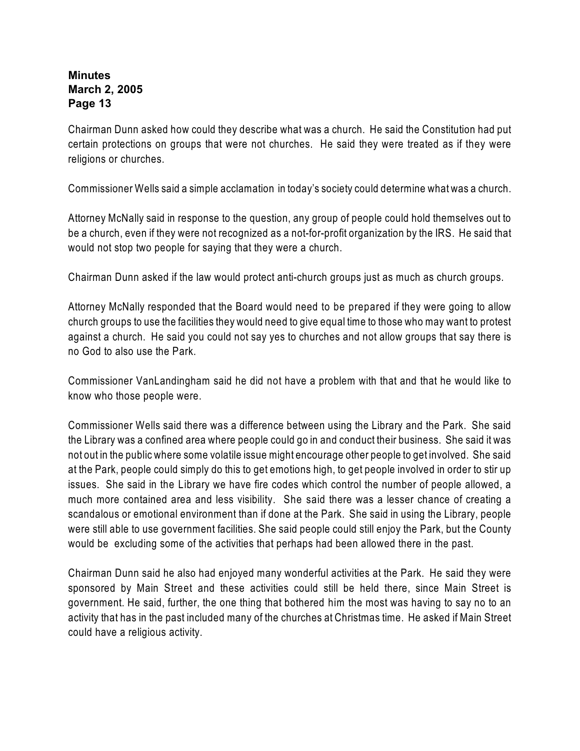Chairman Dunn asked how could they describe what was a church. He said the Constitution had put certain protections on groups that were not churches. He said they were treated as if they were religions or churches.

Commissioner Wells said a simple acclamation in today's society could determine what was a church.

Attorney McNally said in response to the question, any group of people could hold themselves out to be a church, even if they were not recognized as a not-for-profit organization by the IRS. He said that would not stop two people for saying that they were a church.

Chairman Dunn asked if the law would protect anti-church groups just as much as church groups.

Attorney McNally responded that the Board would need to be prepared if they were going to allow church groups to use the facilities they would need to give equal time to those who may want to protest against a church. He said you could not say yes to churches and not allow groups that say there is no God to also use the Park.

Commissioner VanLandingham said he did not have a problem with that and that he would like to know who those people were.

Commissioner Wells said there was a difference between using the Library and the Park. She said the Library was a confined area where people could go in and conduct their business. She said it was not out in the public where some volatile issue might encourage other people to get involved. She said at the Park, people could simply do this to get emotions high, to get people involved in order to stir up issues. She said in the Library we have fire codes which control the number of people allowed, a much more contained area and less visibility. She said there was a lesser chance of creating a scandalous or emotional environment than if done at the Park. She said in using the Library, people were still able to use government facilities. She said people could still enjoy the Park, but the County would be excluding some of the activities that perhaps had been allowed there in the past.

Chairman Dunn said he also had enjoyed many wonderful activities at the Park. He said they were sponsored by Main Street and these activities could still be held there, since Main Street is government. He said, further, the one thing that bothered him the most was having to say no to an activity that has in the past included many of the churches at Christmas time. He asked if Main Street could have a religious activity.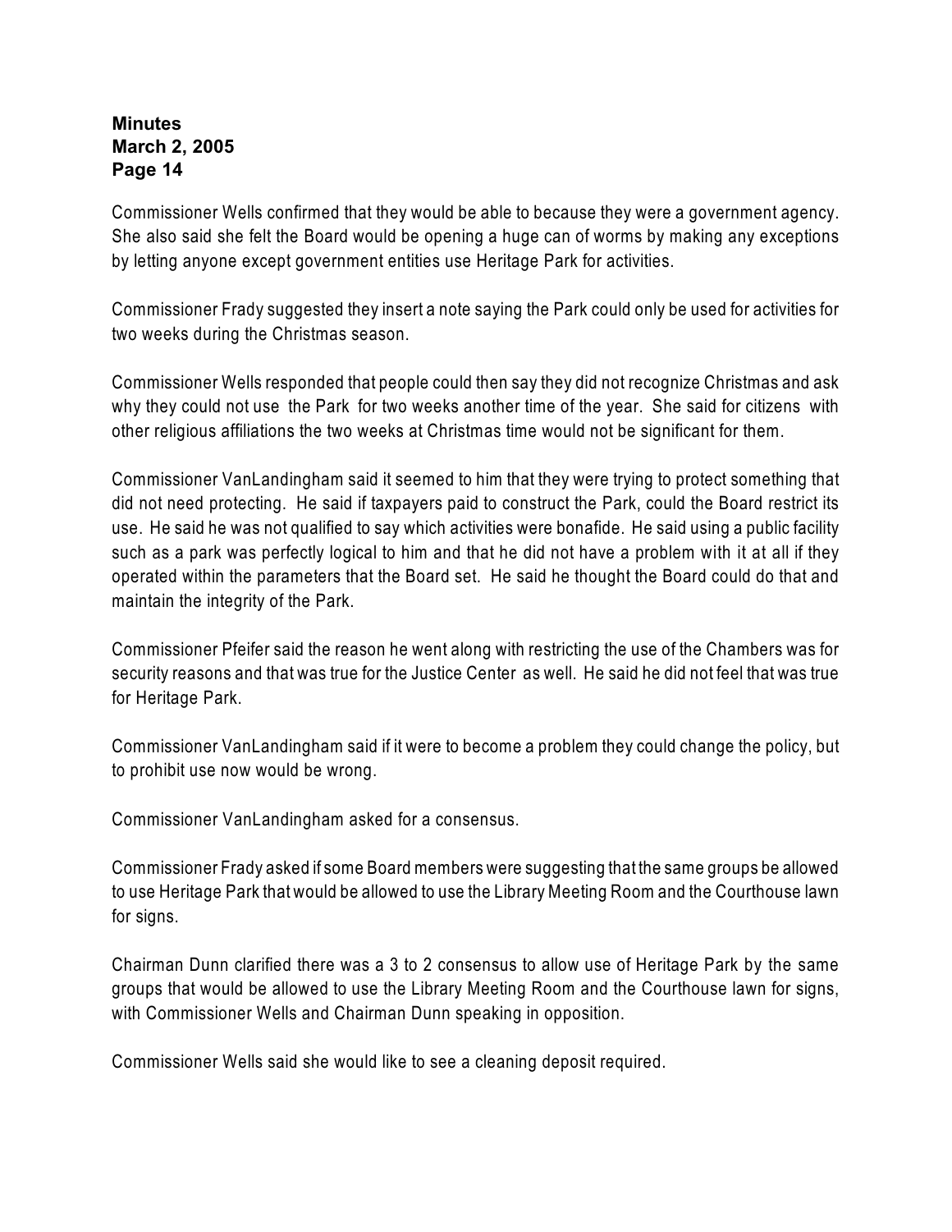Commissioner Wells confirmed that they would be able to because they were a government agency. She also said she felt the Board would be opening a huge can of worms by making any exceptions by letting anyone except government entities use Heritage Park for activities.

Commissioner Frady suggested they insert a note saying the Park could only be used for activities for two weeks during the Christmas season.

Commissioner Wells responded that people could then say they did not recognize Christmas and ask why they could not use the Park for two weeks another time of the year. She said for citizens with other religious affiliations the two weeks at Christmas time would not be significant for them.

Commissioner VanLandingham said it seemed to him that they were trying to protect something that did not need protecting. He said if taxpayers paid to construct the Park, could the Board restrict its use. He said he was not qualified to say which activities were bonafide. He said using a public facility such as a park was perfectly logical to him and that he did not have a problem with it at all if they operated within the parameters that the Board set. He said he thought the Board could do that and maintain the integrity of the Park.

Commissioner Pfeifer said the reason he went along with restricting the use of the Chambers was for security reasons and that was true for the Justice Center as well. He said he did not feel that was true for Heritage Park.

Commissioner VanLandingham said if it were to become a problem they could change the policy, but to prohibit use now would be wrong.

Commissioner VanLandingham asked for a consensus.

Commissioner Frady asked if some Board members were suggesting that the same groups be allowed to use Heritage Park that would be allowed to use the Library Meeting Room and the Courthouse lawn for signs.

Chairman Dunn clarified there was a 3 to 2 consensus to allow use of Heritage Park by the same groups that would be allowed to use the Library Meeting Room and the Courthouse lawn for signs, with Commissioner Wells and Chairman Dunn speaking in opposition.

Commissioner Wells said she would like to see a cleaning deposit required.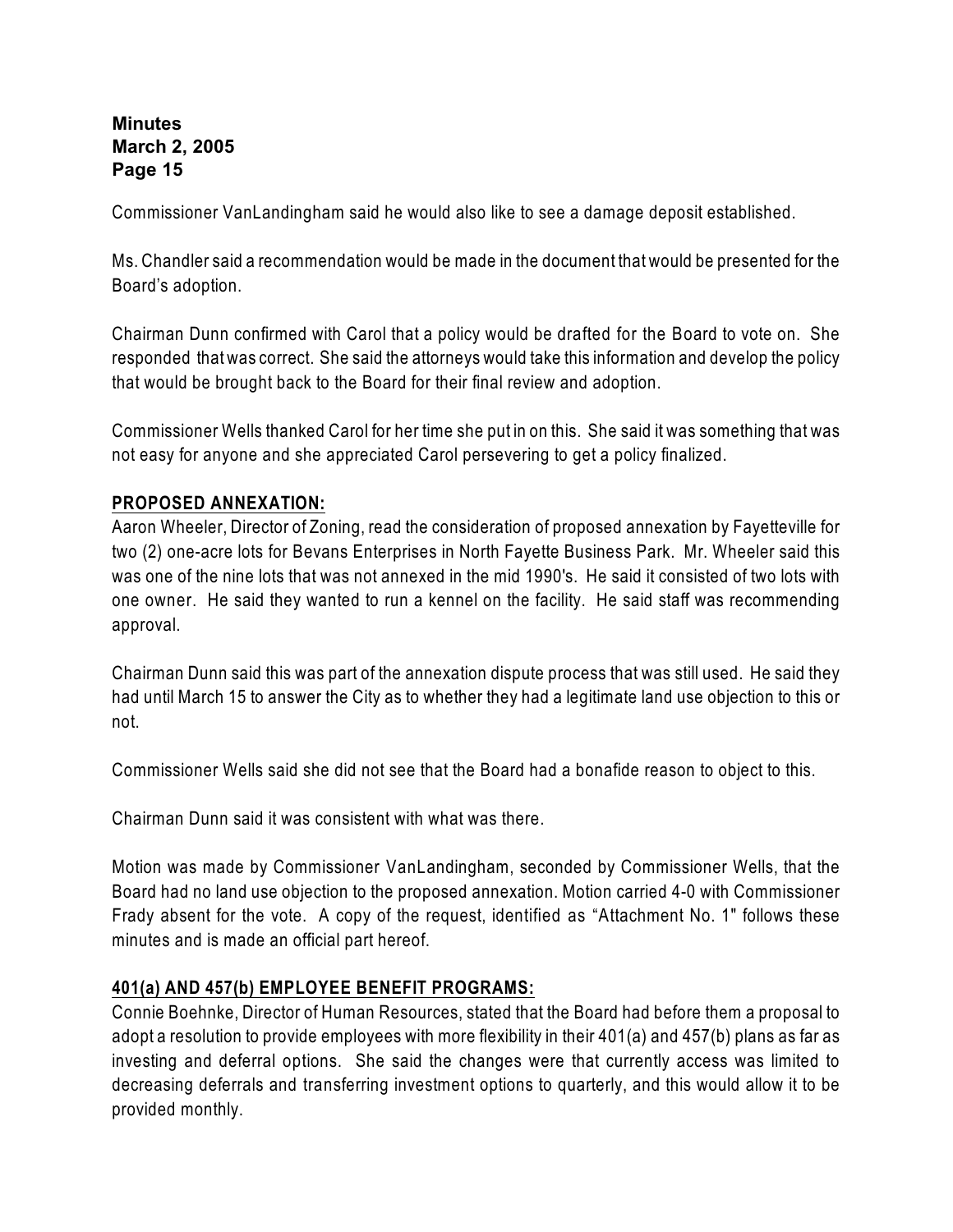Commissioner VanLandingham said he would also like to see a damage deposit established.

Ms. Chandler said a recommendation would be made in the document that would be presented for the Board's adoption.

Chairman Dunn confirmed with Carol that a policy would be drafted for the Board to vote on. She responded that was correct. She said the attorneys would take this information and develop the policy that would be brought back to the Board for their final review and adoption.

Commissioner Wells thanked Carol for her time she put in on this. She said it was something that was not easy for anyone and she appreciated Carol persevering to get a policy finalized.

**PROPOSED ANNEXATION:**

Aaron Wheeler, Director of Zoning, read the consideration of proposed annexation by Fayetteville for two (2) one-acre lots for Bevans Enterprises in North Fayette Business Park. Mr. Wheeler said this was one of the nine lots that was not annexed in the mid 1990's. He said it consisted of two lots with one owner. He said they wanted to run a kennel on the facility. He said staff was recommending approval.

Chairman Dunn said this was part of the annexation dispute process that was still used. He said they had until March 15 to answer the City as to whether they had a legitimate land use objection to this or not.

Commissioner Wells said she did not see that the Board had a bonafide reason to object to this.

Chairman Dunn said it was consistent with what was there.

Motion was made by Commissioner VanLandingham, seconded by Commissioner Wells, that the Board had no land use objection to the proposed annexation. Motion carried 4-0 with Commissioner Frady absent for the vote. A copy of the request, identified as "Attachment No. 1" follows these minutes and is made an official part hereof.

**401(a) AND 457(b) EMPLOYEE BENEFIT PROGRAMS:**

Connie Boehnke, Director of Human Resources, stated that the Board had before them a proposal to adopt a resolution to provide employees with more flexibility in their 401(a) and 457(b) plans as far as investing and deferral options. She said the changes were that currently access was limited to decreasing deferrals and transferring investment options to quarterly, and this would allow it to be provided monthly.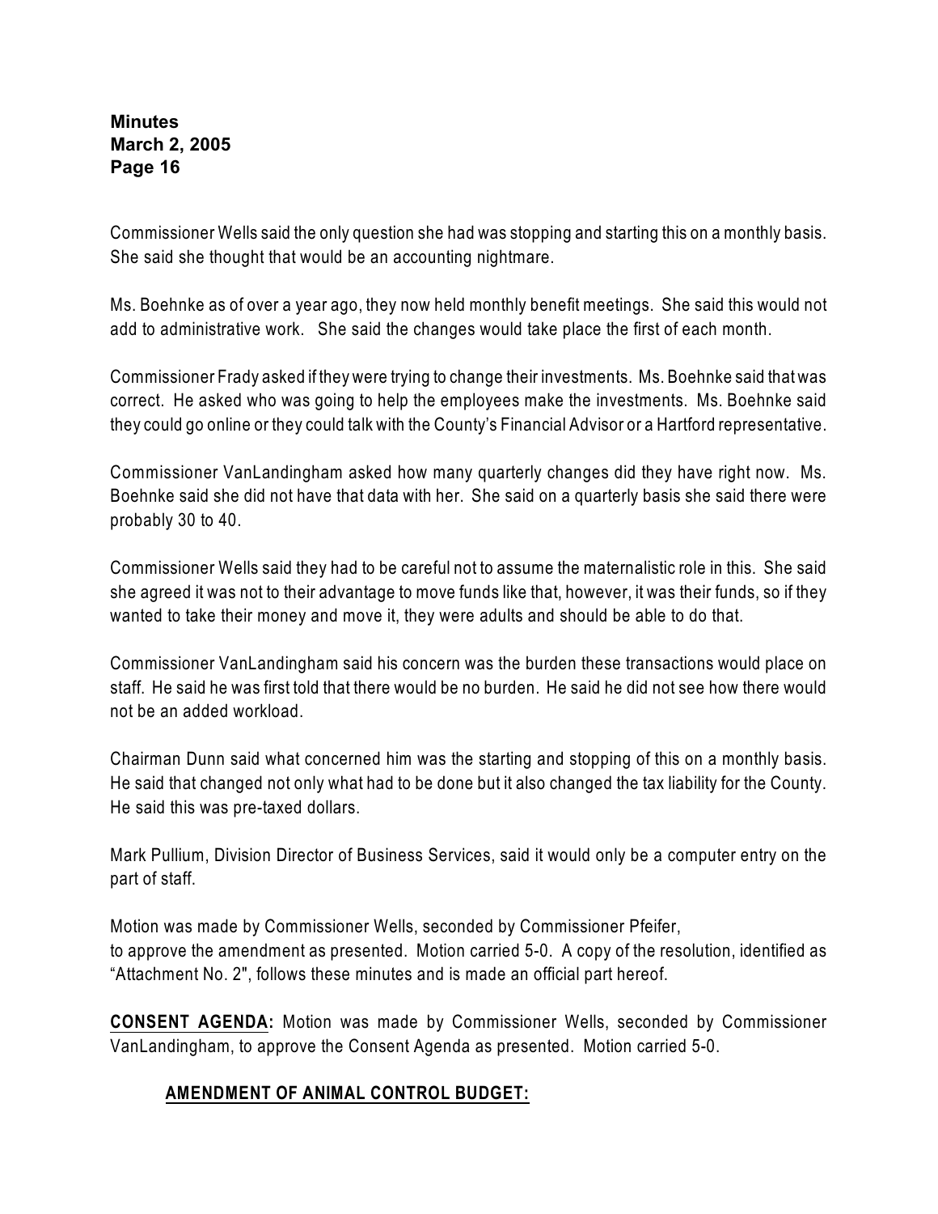Commissioner Wells said the only question she had was stopping and starting this on a monthly basis. She said she thought that would be an accounting nightmare.

Ms. Boehnke as of over a year ago, they now held monthly benefit meetings. She said this would not add to administrative work. She said the changes would take place the first of each month.

Commissioner Frady asked if they were trying to change their investments. Ms. Boehnke said that was correct. He asked who was going to help the employees make the investments. Ms. Boehnke said they could go online or they could talk with the County's Financial Advisor or a Hartford representative.

Commissioner VanLandingham asked how many quarterly changes did they have right now. Ms. Boehnke said she did not have that data with her. She said on a quarterly basis she said there were probably 30 to 40.

Commissioner Wells said they had to be careful not to assume the maternalistic role in this. She said she agreed it was not to their advantage to move funds like that, however, it was their funds, so if they wanted to take their money and move it, they were adults and should be able to do that.

Commissioner VanLandingham said his concern was the burden these transactions would place on staff. He said he was first told that there would be no burden. He said he did not see how there would not be an added workload.

Chairman Dunn said what concerned him was the starting and stopping of this on a monthly basis. He said that changed not only what had to be done but it also changed the tax liability for the County. He said this was pre-taxed dollars.

Mark Pullium, Division Director of Business Services, said it would only be a computer entry on the part of staff.

Motion was made by Commissioner Wells, seconded by Commissioner Pfeifer, to approve the amendment as presented. Motion carried 5-0. A copy of the resolution, identified as "Attachment No. 2", follows these minutes and is made an official part hereof.

**CONSENT AGENDA:** Motion was made by Commissioner Wells, seconded by Commissioner VanLandingham, to approve the Consent Agenda as presented. Motion carried 5-0.

**AMENDMENT OF ANIMAL CONTROL BUDGET:**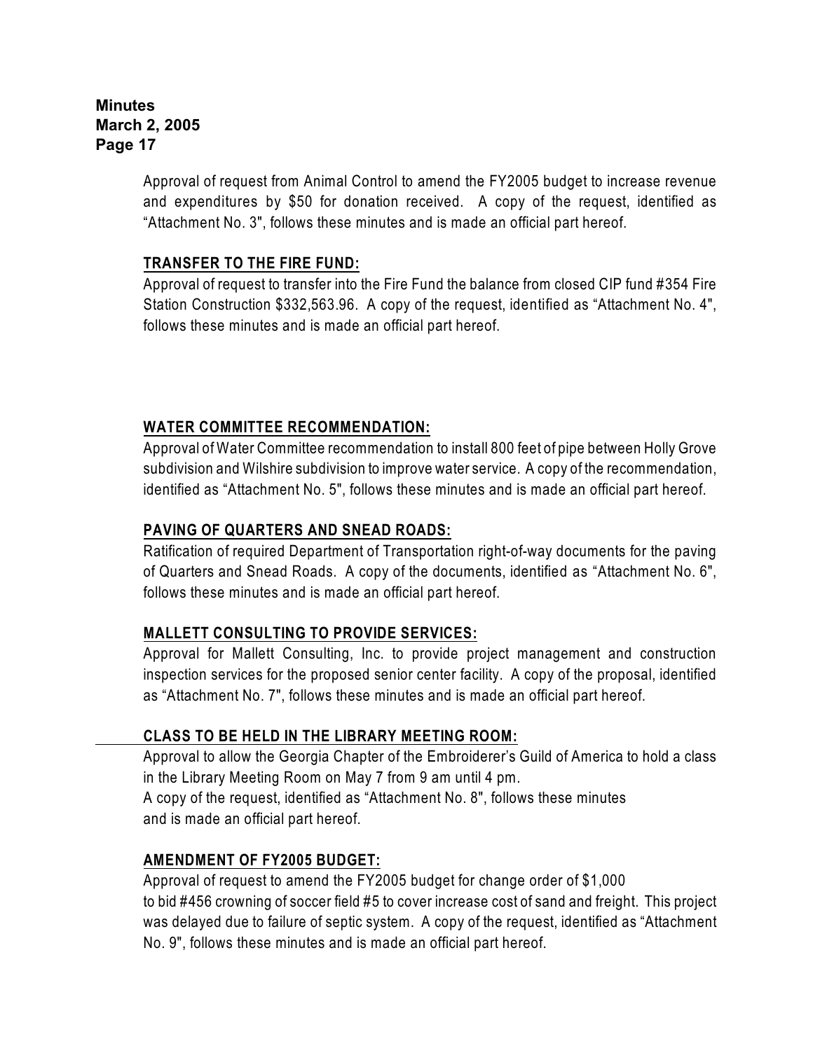Approval of request from Animal Control to amend the FY2005 budget to increase revenue and expenditures by $50 for donation received. A copy of the request, identified as "Attachment No. 3", follows these minutes and is made an official part hereof.

**TRANSFER TO THE FIRE FUND:**

Approval of request to transfer into the Fire Fund the balance from closed CIP fund #354 Fire Station Construction $332,563.96. A copy of the request, identified as "Attachment No. 4", follows these minutes and is made an official part hereof.

**WATER COMMITTEE RECOMMENDATION:**

Approval of Water Committee recommendation to install 800 feet of pipe between Holly Grove subdivision and Wilshire subdivision to improve water service. A copy of the recommendation, identified as "Attachment No. 5", follows these minutes and is made an official part hereof.

**PAVING OF QUARTERS AND SNEAD ROADS:**

Ratification of required Department of Transportation right-of-way documents for the paving of Quarters and Snead Roads. A copy of the documents, identified as "Attachment No. 6", follows these minutes and is made an official part hereof.

**MALLETT CONSULTING TO PROVIDE SERVICES:**

Approval for Mallett Consulting, Inc. to provide project management and construction inspection services for the proposed senior center facility. A copy of the proposal, identified as "Attachment No. 7", follows these minutes and is made an official part hereof.

**CLASS TO BE HELD IN THE LIBRARY MEETING ROOM:**

Approval to allow the Georgia Chapter of the Embroiderer's Guild of America to hold a class in the Library Meeting Room on May 7 from 9 am until 4 pm.
A copy of the request, identified as "Attachment No. 8", follows these minutes and is made an official part hereof.

**AMENDMENT OF FY2005 BUDGET:**

Approval of request to amend the FY2005 budget for change order of $1,000 to bid #456 crowning of soccer field #5 to cover increase cost of sand and freight. This project was delayed due to failure of septic system. A copy of the request, identified as "Attachment No. 9", follows these minutes and is made an official part hereof.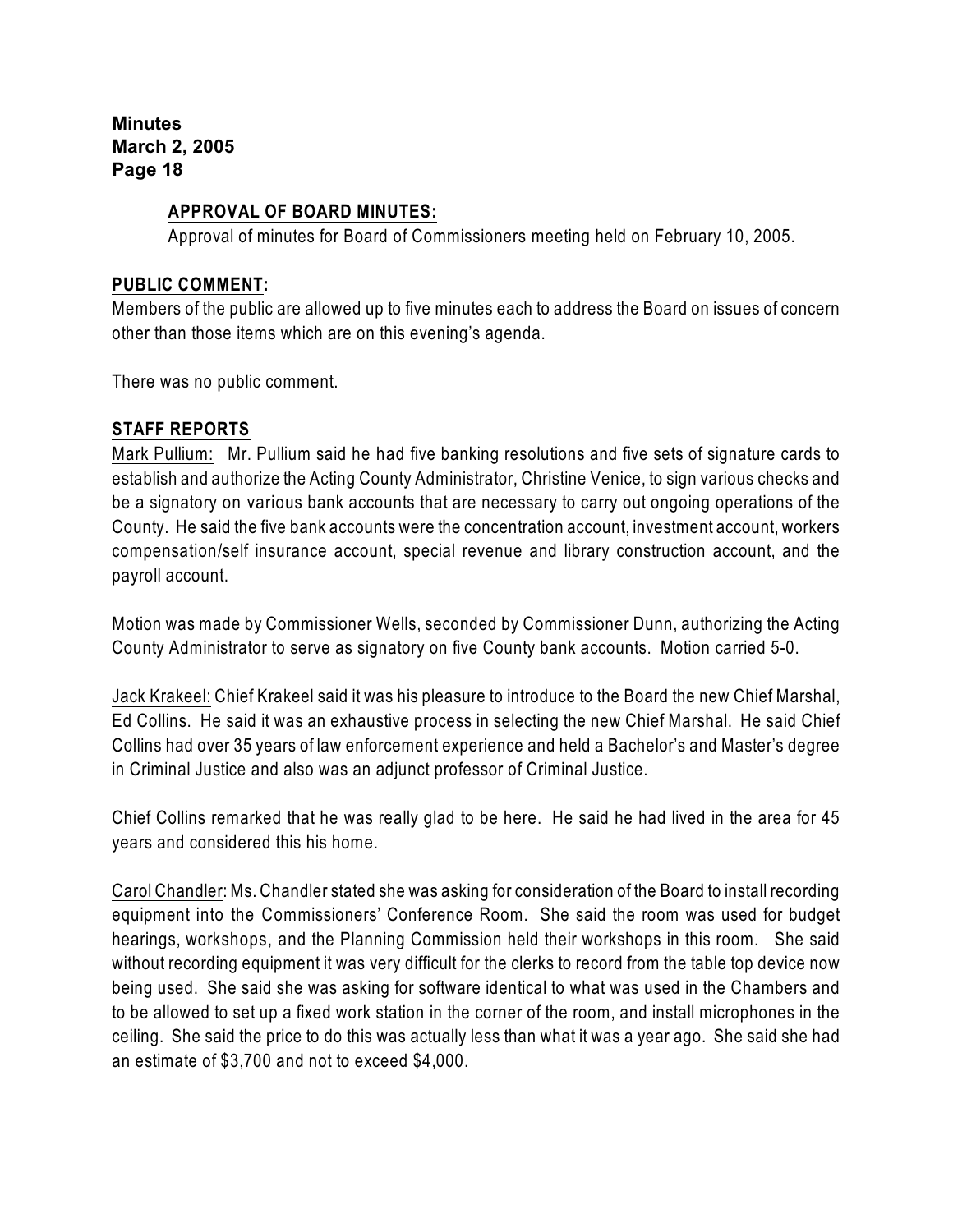**APPROVAL OF BOARD MINUTES:**

Approval of minutes for Board of Commissioners meeting held on February 10, 2005.

**PUBLIC COMMENT:**

Members of the public are allowed up to five minutes each to address the Board on issues of concern other than those items which are on this evening's agenda.

There was no public comment.

**STAFF REPORTS**

Mark Pullium: Mr. Pullium said he had five banking resolutions and five sets of signature cards to establish and authorize the Acting County Administrator, Christine Venice, to sign various checks and be a signatory on various bank accounts that are necessary to carry out ongoing operations of the County. He said the five bank accounts were the concentration account, investment account, workers compensation/self insurance account, special revenue and library construction account, and the payroll account.

Motion was made by Commissioner Wells, seconded by Commissioner Dunn, authorizing the Acting County Administrator to serve as signatory on five County bank accounts. Motion carried 5-0.

Jack Krakeel: Chief Krakeel said it was his pleasure to introduce to the Board the new Chief Marshal, Ed Collins. He said it was an exhaustive process in selecting the new Chief Marshal. He said Chief Collins had over 35 years of law enforcement experience and held a Bachelor's and Master's degree in Criminal Justice and also was an adjunct professor of Criminal Justice.

Chief Collins remarked that he was really glad to be here. He said he had lived in the area for 45 years and considered this his home.

Carol Chandler: Ms. Chandler stated she was asking for consideration of the Board to install recording equipment into the Commissioners' Conference Room. She said the room was used for budget hearings, workshops, and the Planning Commission held their workshops in this room. She said without recording equipment it was very difficult for the clerks to record from the table top device now being used. She said she was asking for software identical to what was used in the Chambers and to be allowed to set up a fixed work station in the corner of the room, and install microphones in the ceiling. She said the price to do this was actually less than what it was a year ago. She said she had an estimate of $3,700 and not to exceed $4,000.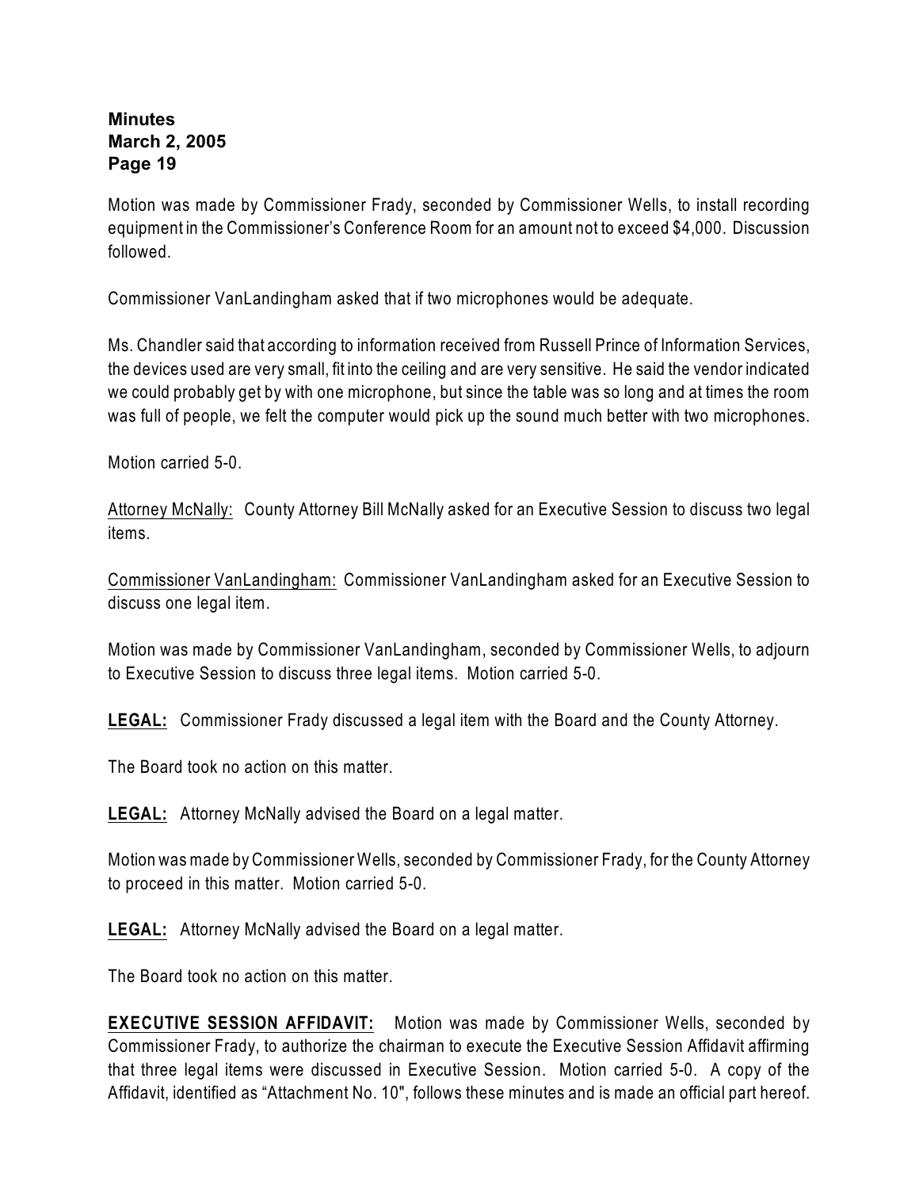Motion was made by Commissioner Frady, seconded by Commissioner Wells, to install recording equipment in the Commissioner's Conference Room for an amount not to exceed $4,000. Discussion followed.

Commissioner VanLandingham asked that if two microphones would be adequate.

Ms. Chandler said that according to information received from Russell Prince of Information Services, the devices used are very small, fit into the ceiling and are very sensitive. He said the vendor indicated we could probably get by with one microphone, but since the table was so long and at times the room was full of people, we felt the computer would pick up the sound much better with two microphones.

Motion carried 5-0.

<u>Attorney McNally:</u> County Attorney Bill McNally asked for an Executive Session to discuss two legal items.

<u>Commissioner VanLandingham:</u> Commissioner VanLandingham asked for an Executive Session to discuss one legal item.

Motion was made by Commissioner VanLandingham, seconded by Commissioner Wells, to adjourn to Executive Session to discuss three legal items. Motion carried 5-0.

**<u>LEGAL:</u>** Commissioner Frady discussed a legal item with the Board and the County Attorney.

The Board took no action on this matter.

**<u>LEGAL:</u>** Attorney McNally advised the Board on a legal matter.

Motion was made by Commissioner Wells, seconded by Commissioner Frady, for the County Attorney to proceed in this matter. Motion carried 5-0.

**<u>LEGAL:</u>** Attorney McNally advised the Board on a legal matter.

The Board took no action on this matter.

**<u>EXECUTIVE SESSION AFFIDAVIT:</u>** Motion was made by Commissioner Wells, seconded by Commissioner Frady, to authorize the chairman to execute the Executive Session Affidavit affirming that three legal items were discussed in Executive Session. Motion carried 5-0. A copy of the Affidavit, identified as "Attachment No. 10", follows these minutes and is made an official part hereof.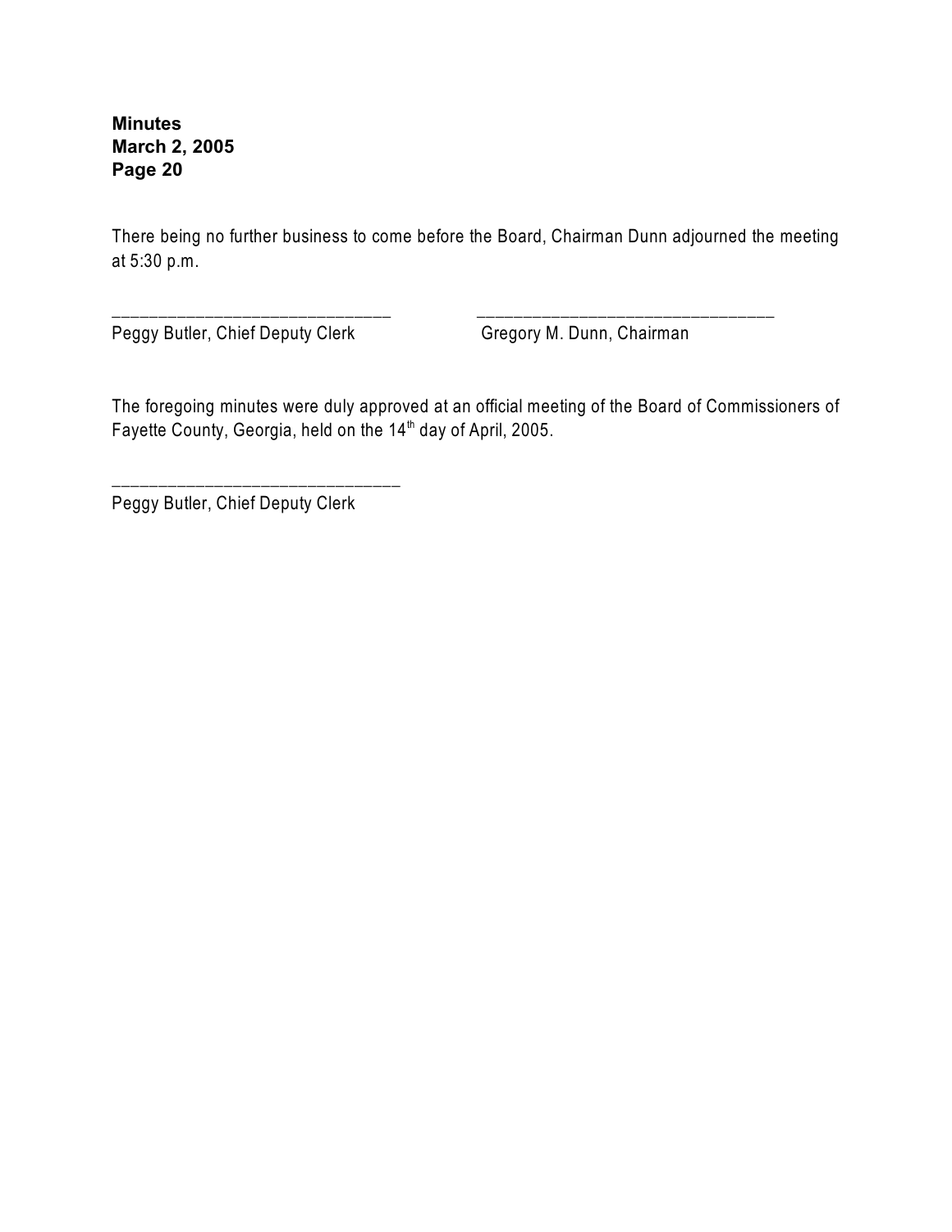There being no further business to come before the Board, Chairman Dunn adjourned the meeting at 5:30 p.m.

| | |
|---|---|
| ______________________________ | ________________________________ |
| Peggy Butler, Chief Deputy Clerk | Gregory M. Dunn, Chairman |

The foregoing minutes were duly approved at an official meeting of the Board of Commissioners of Fayette County, Georgia, held on the 14th day of April, 2005.

______________________________

Peggy Butler, Chief Deputy Clerk